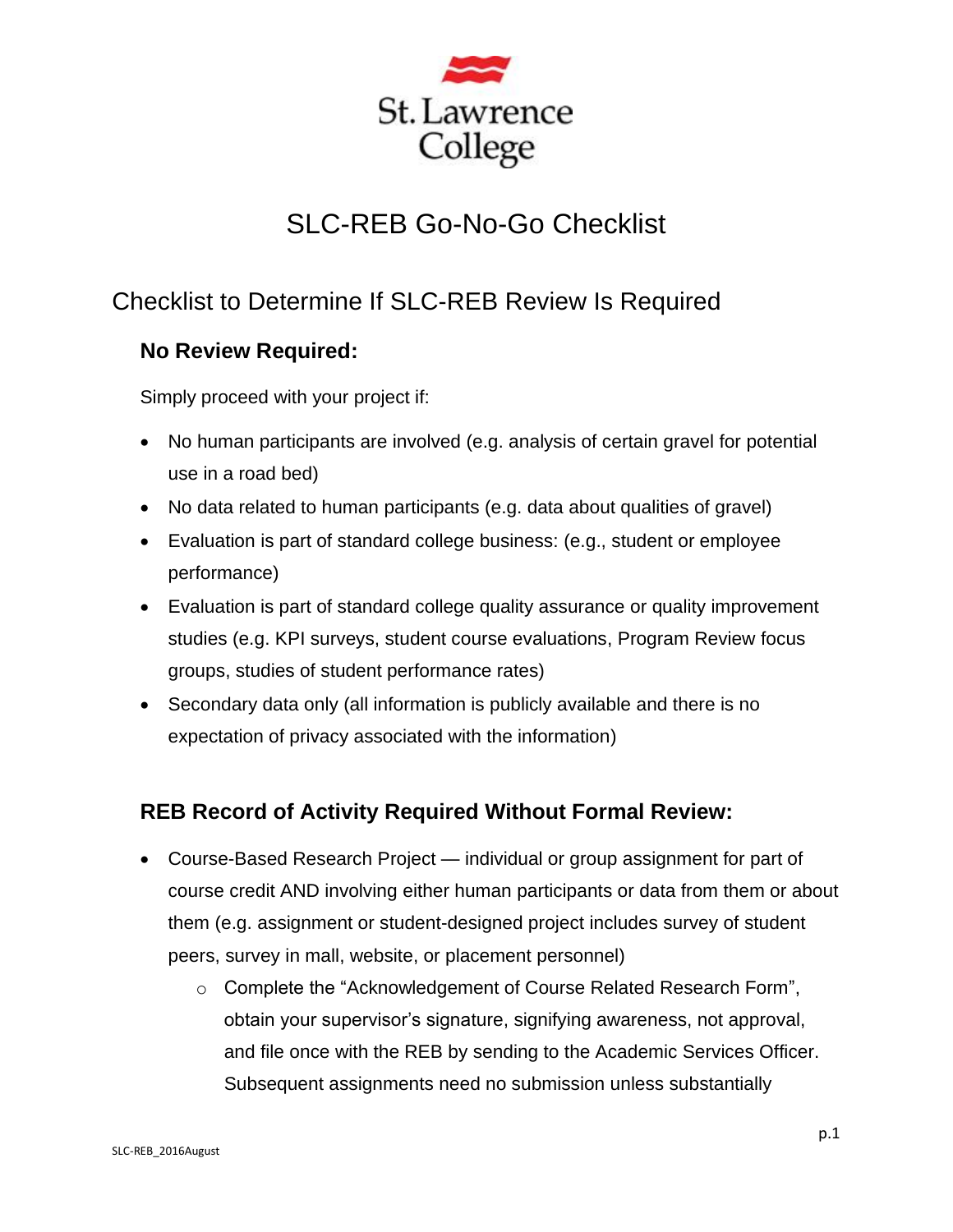St. Lawrence College

# SLC-REB Go-No-Go Checklist

## Checklist to Determine If SLC-REB Review Is Required

### No Review Required:

Simply proceed with your project if:

- No human participants are involved (e.g. analysis of certain gravel for potential use in a road bed)
- No data related to human participants (e.g. data about qualities of gravel)
- Evaluation is part of standard college business: (e.g., student or employee performance)
- Evaluation is part of standard college quality assurance or quality improvement studies (e.g. KPI surveys, student course evaluations, Program Review focus groups, studies of student performance rates)
- Secondary data only (all information is publicly available and there is no expectation of privacy associated with the information)

### REB Record of Activity Required Without Formal Review:

- Course-Based Research Project — individual or group assignment for part of course credit AND involving either human participants or data from them or about them (e.g. assignment or student-designed project includes survey of student peers, survey in mall, website, or placement personnel)
  - Complete the "Acknowledgement of Course Related Research Form", obtain your supervisor's signature, signifying awareness, not approval, and file once with the REB by sending to the Academic Services Officer. Subsequent assignments need no submission unless substantially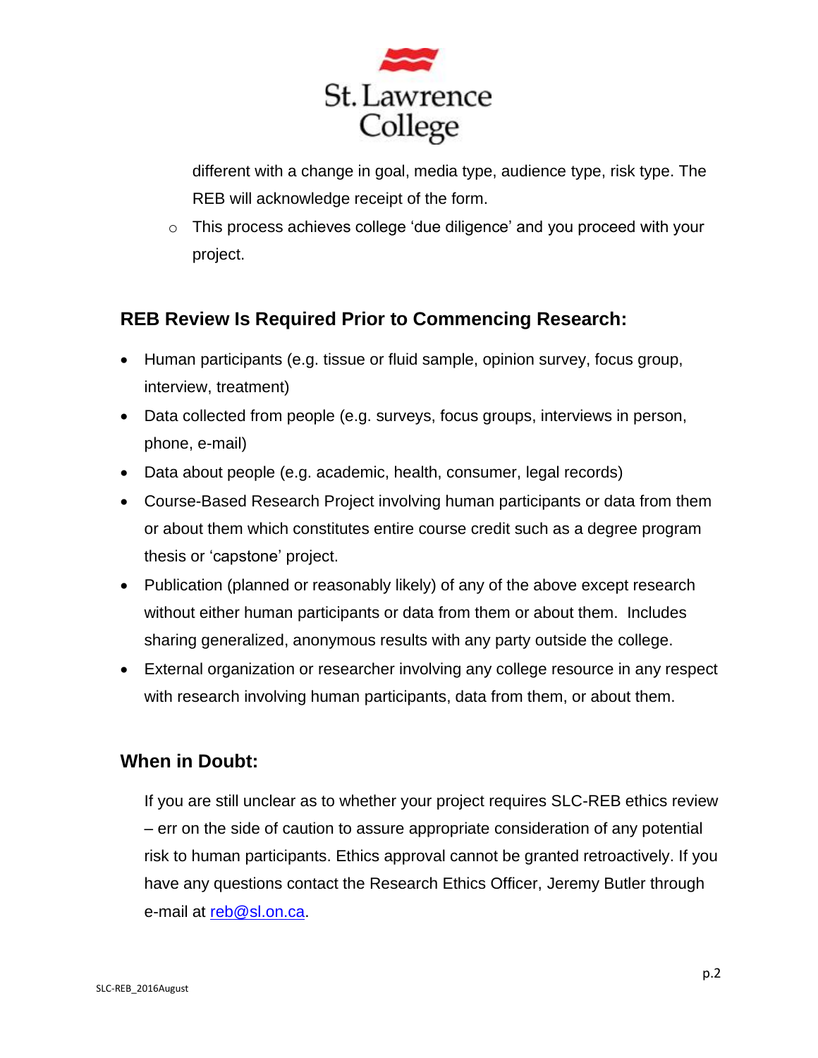different with a change in goal, media type, audience type, risk type. The REB will acknowledge receipt of the form.

- This process achieves college 'due diligence' and you proceed with your project.

## REB Review Is Required Prior to Commencing Research:

- Human participants (e.g. tissue or fluid sample, opinion survey, focus group, interview, treatment)
- Data collected from people (e.g. surveys, focus groups, interviews in person, phone, e-mail)
- Data about people (e.g. academic, health, consumer, legal records)
- Course-Based Research Project involving human participants or data from them or about them which constitutes entire course credit such as a degree program thesis or 'capstone' project.
- Publication (planned or reasonably likely) of any of the above except research without either human participants or data from them or about them. Includes sharing generalized, anonymous results with any party outside the college.
- External organization or researcher involving any college resource in any respect with research involving human participants, data from them, or about them.

## When in Doubt:

If you are still unclear as to whether your project requires SLC-REB ethics review – err on the side of caution to assure appropriate consideration of any potential risk to human participants. Ethics approval cannot be granted retroactively. If you have any questions contact the Research Ethics Officer, Jeremy Butler through e-mail at reb@sl.on.ca.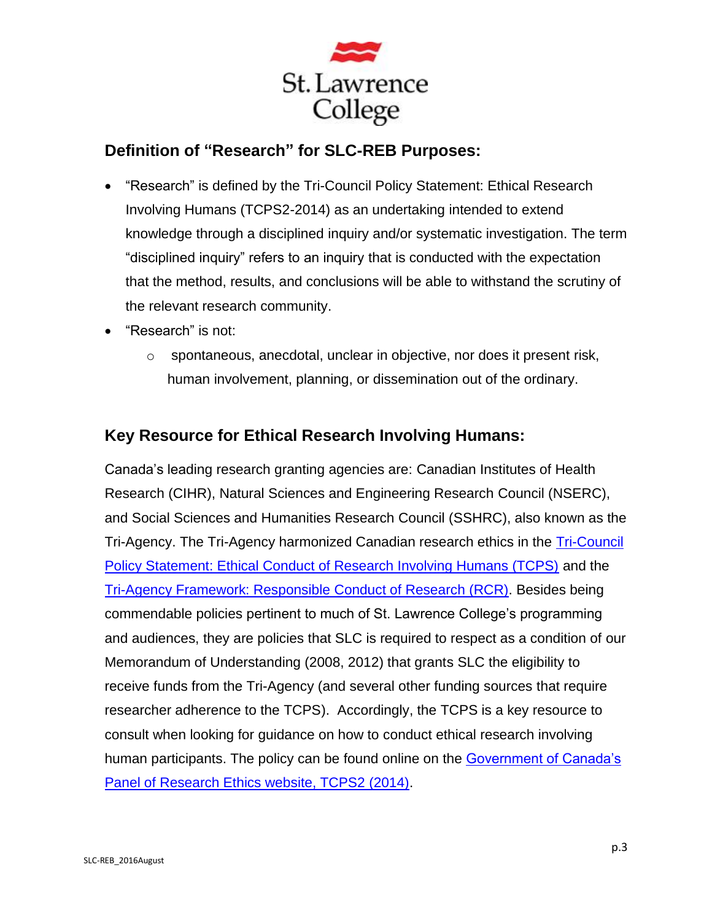## Definition of "Research" for SLC-REB Purposes:

- "Research" is defined by the Tri-Council Policy Statement: Ethical Research Involving Humans (TCPS2-2014) as an undertaking intended to extend knowledge through a disciplined inquiry and/or systematic investigation. The term "disciplined inquiry" refers to an inquiry that is conducted with the expectation that the method, results, and conclusions will be able to withstand the scrutiny of the relevant research community.
- "Research" is not:
    - spontaneous, anecdotal, unclear in objective, nor does it present risk, human involvement, planning, or dissemination out of the ordinary.

## Key Resource for Ethical Research Involving Humans:

Canada's leading research granting agencies are: Canadian Institutes of Health Research (CIHR), Natural Sciences and Engineering Research Council (NSERC), and Social Sciences and Humanities Research Council (SSHRC), also known as the Tri-Agency. The Tri-Agency harmonized Canadian research ethics in the Tri-Council Policy Statement: Ethical Conduct of Research Involving Humans (TCPS) and the Tri-Agency Framework: Responsible Conduct of Research (RCR). Besides being commendable policies pertinent to much of St. Lawrence College's programming and audiences, they are policies that SLC is required to respect as a condition of our Memorandum of Understanding (2008, 2012) that grants SLC the eligibility to receive funds from the Tri-Agency (and several other funding sources that require researcher adherence to the TCPS). Accordingly, the TCPS is a key resource to consult when looking for guidance on how to conduct ethical research involving human participants. The policy can be found online on the Government of Canada's Panel of Research Ethics website, TCPS2 (2014).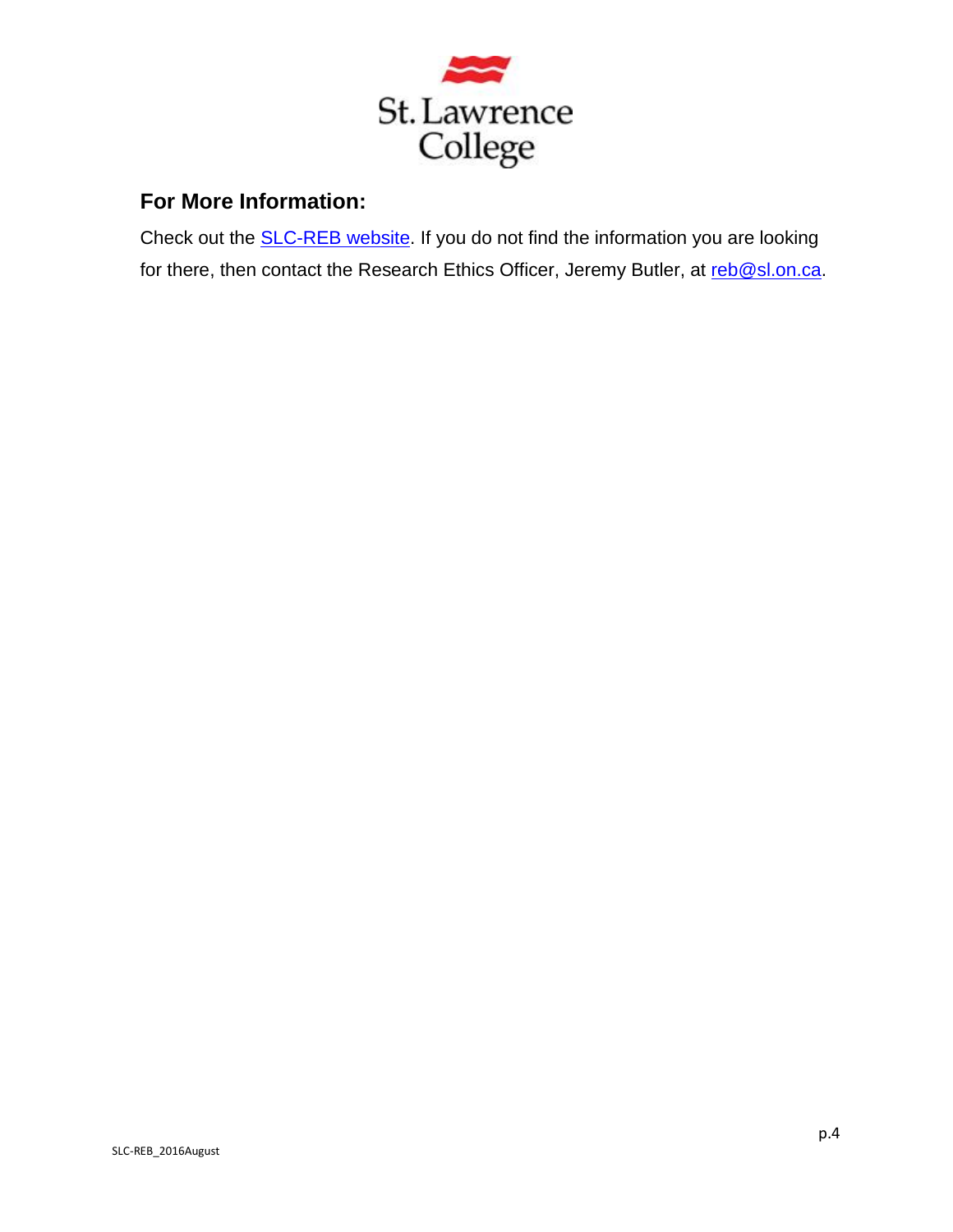## For More Information:

Check out the SLC-REB website. If you do not find the information you are looking for there, then contact the Research Ethics Officer, Jeremy Butler, at reb@sl.on.ca.